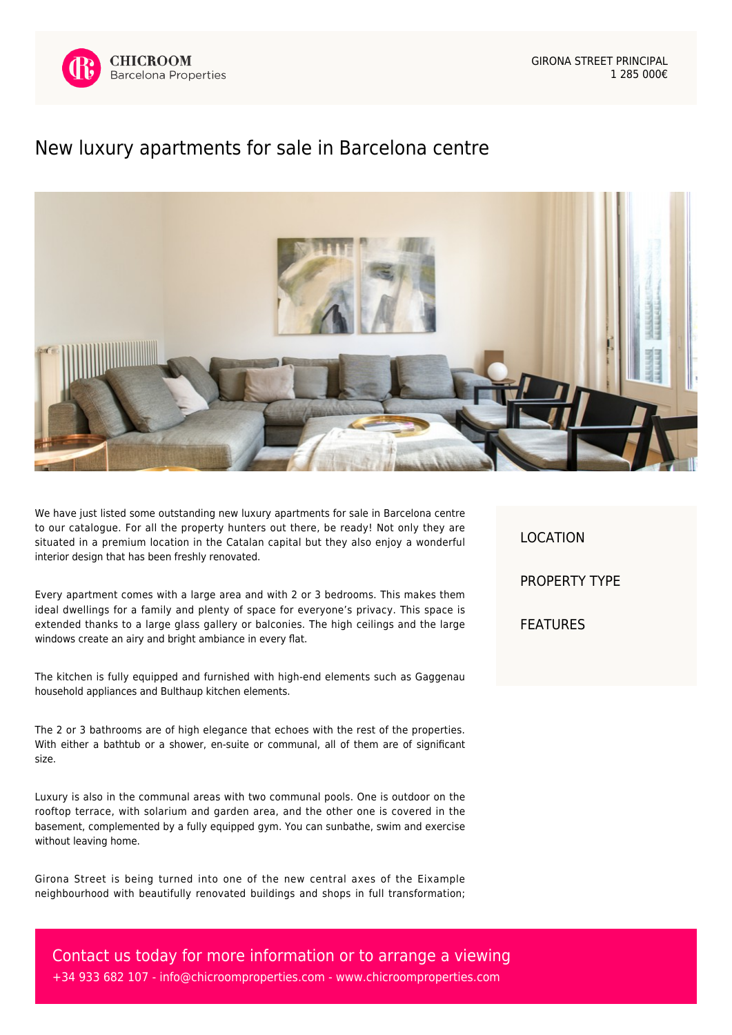CHICROOM
Barcelona Properties

GIRONA STREET PRINCIPAL
1 285 000€

# New luxury apartments for sale in Barcelona centre

We have just listed some outstanding new luxury apartments for sale in Barcelona centre to our catalogue. For all the property hunters out there, be ready! Not only they are situated in a premium location in the Catalan capital but they also enjoy a wonderful interior design that has been freshly renovated.

Every apartment comes with a large area and with 2 or 3 bedrooms. This makes them ideal dwellings for a family and plenty of space for everyone's privacy. This space is extended thanks to a large glass gallery or balconies. The high ceilings and the large windows create an airy and bright ambiance in every flat.

The kitchen is fully equipped and furnished with high-end elements such as Gaggenau household appliances and Bulthaup kitchen elements.

The 2 or 3 bathrooms are of high elegance that echoes with the rest of the properties. With either a bathtub or a shower, en-suite or communal, all of them are of significant size.

Luxury is also in the communal areas with two communal pools. One is outdoor on the rooftop terrace, with solarium and garden area, and the other one is covered in the basement, complemented by a fully equipped gym. You can sunbathe, swim and exercise without leaving home.

Girona Street is being turned into one of the new central axes of the Eixample neighbourhood with beautifully renovated buildings and shops in full transformation;

LOCATION

PROPERTY TYPE

FEATURES

Contact us today for more information or to arrange a viewing
+34 933 682 107 - info@chicroomproperties.com - www.chicroomproperties.com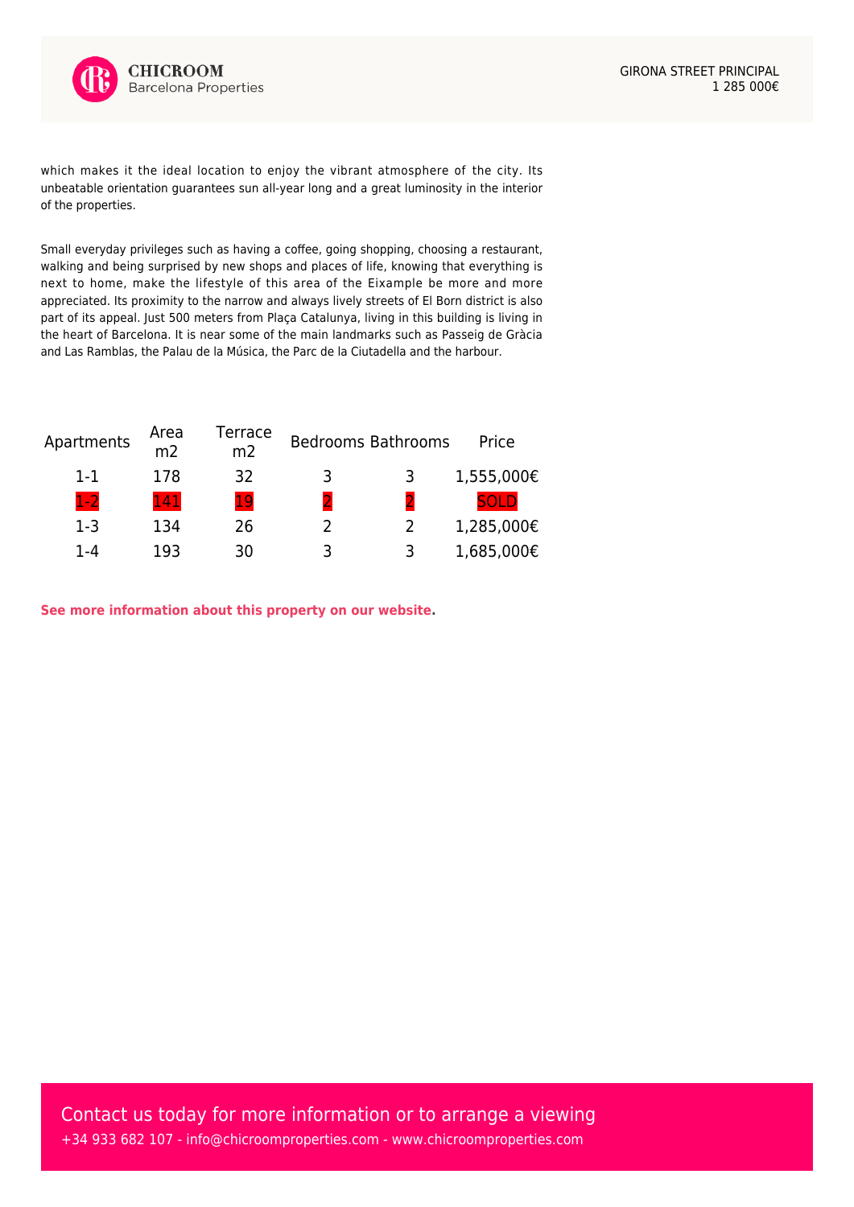which makes it the ideal location to enjoy the vibrant atmosphere of the city. Its unbeatable orientation guarantees sun all-year long and a great luminosity in the interior of the properties.

Small everyday privileges such as having a coffee, going shopping, choosing a restaurant, walking and being surprised by new shops and places of life, knowing that everything is next to home, make the lifestyle of this area of the Eixample be more and more appreciated. Its proximity to the narrow and always lively streets of El Born district is also part of its appeal. Just 500 meters from Plaça Catalunya, living in this building is living in the heart of Barcelona. It is near some of the main landmarks such as Passeig de Gràcia and Las Ramblas, the Palau de la Música, the Parc de la Ciutadella and the harbour.

| Apartments | Area m2 | Terrace m2 | Bedrooms | Bathrooms | Price |
|---|---|---|---|---|---|
| 1-1 | 178 | 32 | 3 | 3 | 1,555,000€ |
| 1-2 | 141 | 19 | 2 | 2 | SOLD |
| 1-3 | 134 | 26 | 2 | 2 | 1,285,000€ |
| 1-4 | 193 | 30 | 3 | 3 | 1,685,000€ |

**See more information about this property on our website.**

Contact us today for more information or to arrange a viewing

+34 933 682 107 - info@chicroomproperties.com - www.chicroomproperties.com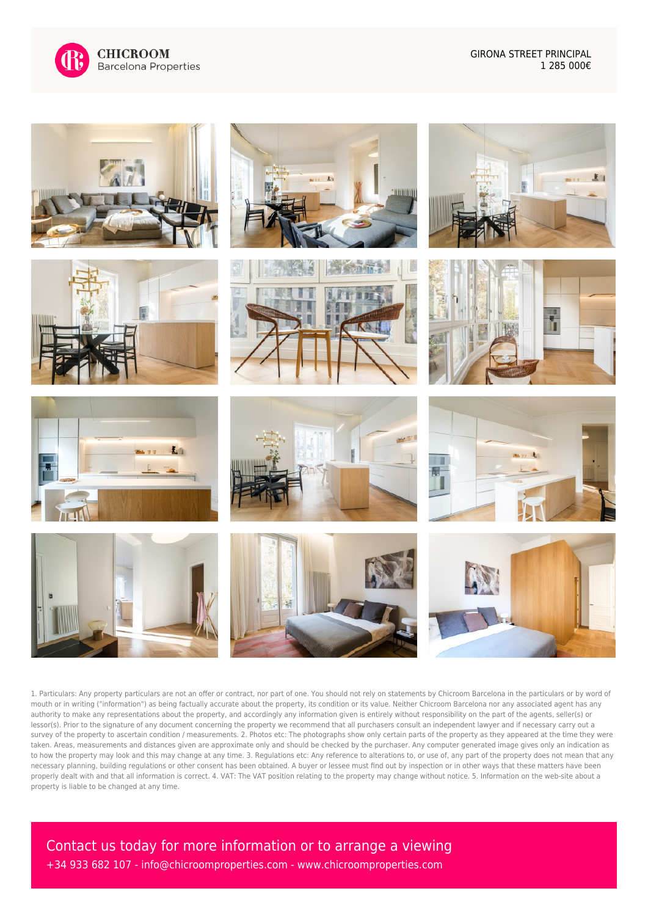CHICROOM
Barcelona Properties

GIRONA STREET PRINCIPAL
1 285 000€

1. Particulars: Any property particulars are not an offer or contract, nor part of one. You should not rely on statements by Chicroom Barcelona in the particulars or by word of mouth or in writing ("information") as being factually accurate about the property, its condition or its value. Neither Chicroom Barcelona nor any associated agent has any authority to make any representations about the property, and accordingly any information given is entirely without responsibility on the part of the agents, seller(s) or lessor(s). Prior to the signature of any document concerning the property we recommend that all purchasers consult an independent lawyer and if necessary carry out a survey of the property to ascertain condition / measurements. 2. Photos etc: The photographs show only certain parts of the property as they appeared at the time they were taken. Areas, measurements and distances given are approximate only and should be checked by the purchaser. Any computer generated image gives only an indication as to how the property may look and this may change at any time. 3. Regulations etc: Any reference to alterations to, or use of, any part of the property does not mean that any necessary planning, building regulations or other consent has been obtained. A buyer or lessee must find out by inspection or in other ways that these matters have been properly dealt with and that all information is correct. 4. VAT: The VAT position relating to the property may change without notice. 5. Information on the web-site about a property is liable to be changed at any time.

Contact us today for more information or to arrange a viewing
+34 933 682 107 - info@chicroomproperties.com - www.chicroomproperties.com